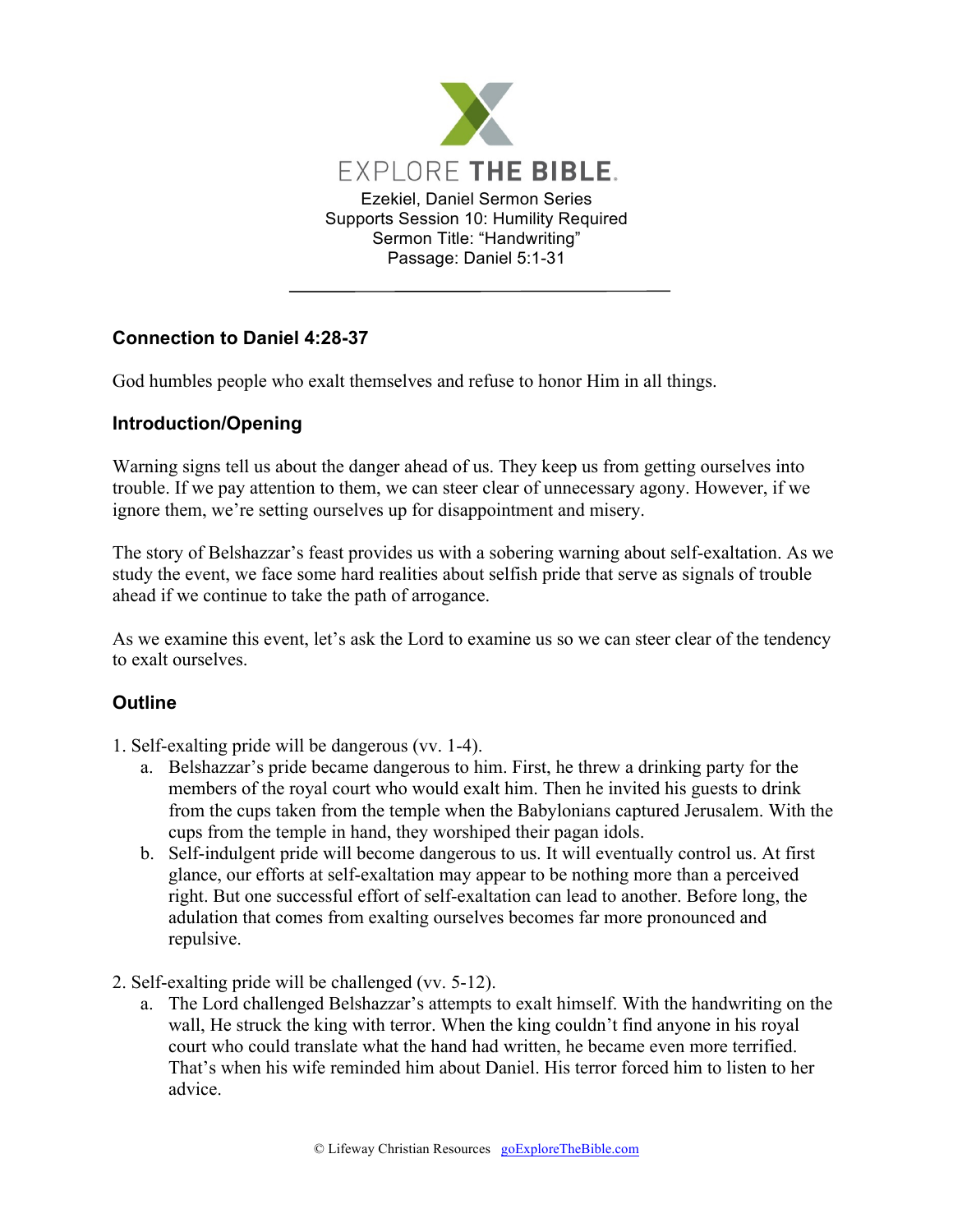EXPLORE THE BIBLE.

Ezekiel, Daniel Sermon Series
Supports Session 10: Humility Required
Sermon Title: "Handwriting"
Passage: Daniel 5:1-31

---

## Connection to Daniel 4:28-37

God humbles people who exalt themselves and refuse to honor Him in all things.

## Introduction/Opening

Warning signs tell us about the danger ahead of us. They keep us from getting ourselves into trouble. If we pay attention to them, we can steer clear of unnecessary agony. However, if we ignore them, we're setting ourselves up for disappointment and misery.

The story of Belshazzar's feast provides us with a sobering warning about self-exaltation. As we study the event, we face some hard realities about selfish pride that serve as signals of trouble ahead if we continue to take the path of arrogance.

As we examine this event, let's ask the Lord to examine us so we can steer clear of the tendency to exalt ourselves.

## Outline

1. Self-exalting pride will be dangerous (vv. 1-4).
   a. Belshazzar's pride became dangerous to him. First, he threw a drinking party for the members of the royal court who would exalt him. Then he invited his guests to drink from the cups taken from the temple when the Babylonians captured Jerusalem. With the cups from the temple in hand, they worshiped their pagan idols.
   b. Self-indulgent pride will become dangerous to us. It will eventually control us. At first glance, our efforts at self-exaltation may appear to be nothing more than a perceived right. But one successful effort of self-exaltation can lead to another. Before long, the adulation that comes from exalting ourselves becomes far more pronounced and repulsive.

2. Self-exalting pride will be challenged (vv. 5-12).
   a. The Lord challenged Belshazzar's attempts to exalt himself. With the handwriting on the wall, He struck the king with terror. When the king couldn't find anyone in his royal court who could translate what the hand had written, he became even more terrified. That's when his wife reminded him about Daniel. His terror forced him to listen to her advice.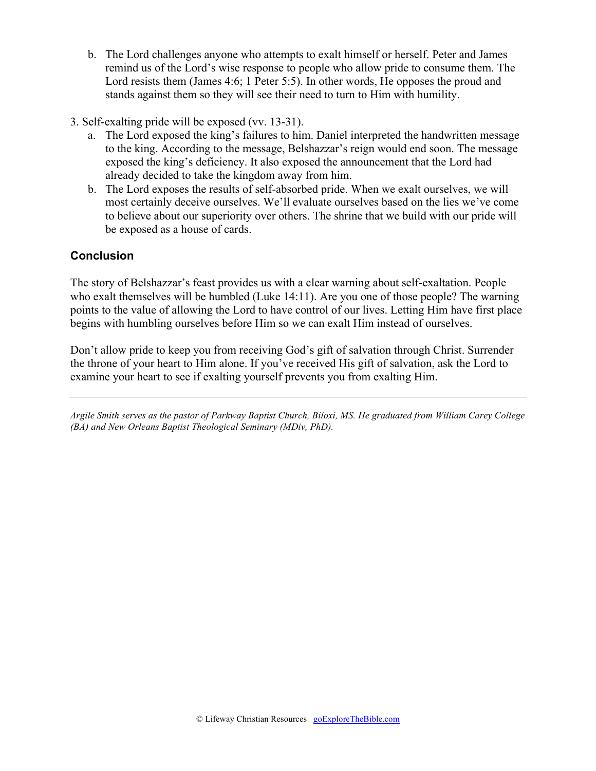b. The Lord challenges anyone who attempts to exalt himself or herself. Peter and James remind us of the Lord's wise response to people who allow pride to consume them. The Lord resists them (James 4:6; 1 Peter 5:5). In other words, He opposes the proud and stands against them so they will see their need to turn to Him with humility.

3. Self-exalting pride will be exposed (vv. 13-31).
   a. The Lord exposed the king's failures to him. Daniel interpreted the handwritten message to the king. According to the message, Belshazzar's reign would end soon. The message exposed the king's deficiency. It also exposed the announcement that the Lord had already decided to take the kingdom away from him.
   b. The Lord exposes the results of self-absorbed pride. When we exalt ourselves, we will most certainly deceive ourselves. We'll evaluate ourselves based on the lies we've come to believe about our superiority over others. The shrine that we build with our pride will be exposed as a house of cards.

## Conclusion

The story of Belshazzar's feast provides us with a clear warning about self-exaltation. People who exalt themselves will be humbled (Luke 14:11). Are you one of those people? The warning points to the value of allowing the Lord to have control of our lives. Letting Him have first place begins with humbling ourselves before Him so we can exalt Him instead of ourselves.

Don't allow pride to keep you from receiving God's gift of salvation through Christ. Surrender the throne of your heart to Him alone. If you've received His gift of salvation, ask the Lord to examine your heart to see if exalting yourself prevents you from exalting Him.

---

*Argile Smith serves as the pastor of Parkway Baptist Church, Biloxi, MS. He graduated from William Carey College (BA) and New Orleans Baptist Theological Seminary (MDiv, PhD).*

© Lifeway Christian Resources goExploreTheBible.com